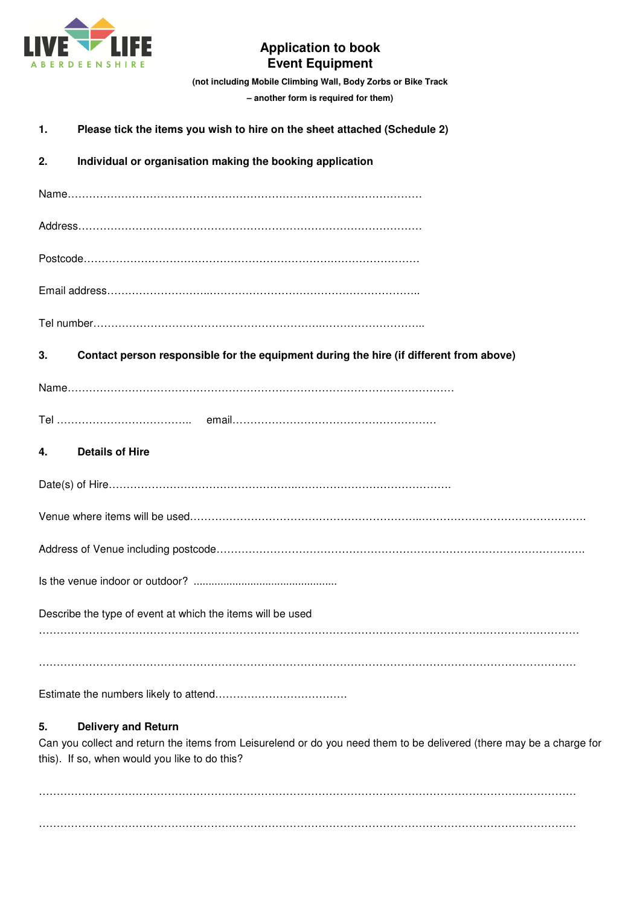LIVE LIFE ABERDEENSHIRE

# Application to book Event Equipment

**(not including Mobile Climbing Wall, Body Zorbs or Bike Track – another form is required for them)**

**1. Please tick the items you wish to hire on the sheet attached (Schedule 2)**

**2. Individual or organisation making the booking application**

Name……………………………………………………………………………………………

Address………………………………………………………………………………………

Postcode……………………………………………………………………………………

Email address…………………………………………………………………………………..

Tel number………………………………………………………………………………………..

**3. Contact person responsible for the equipment during the hire (if different from above)**

Name………………………………………………………………………………………………

Tel ……………………………….. email…………………………………………………

**4. Details of Hire**

Date(s) of Hire……………………………………………………………………………………

Venue where items will be used……………………………………………………………………………………………………

Address of Venue including postcode…………………………………………………………………………………………

Is the venue indoor or outdoor? ...............................................

Describe the type of event at which the items will be used

……………………………………………………………………………………………………………………………………

……………………………………………………………………………………………………………………………………

Estimate the numbers likely to attend………………………………

**5. Delivery and Return**

Can you collect and return the items from Leisurelend or do you need them to be delivered (there may be a charge for this). If so, when would you like to do this?

……………………………………………………………………………………………………………………………………

……………………………………………………………………………………………………………………………………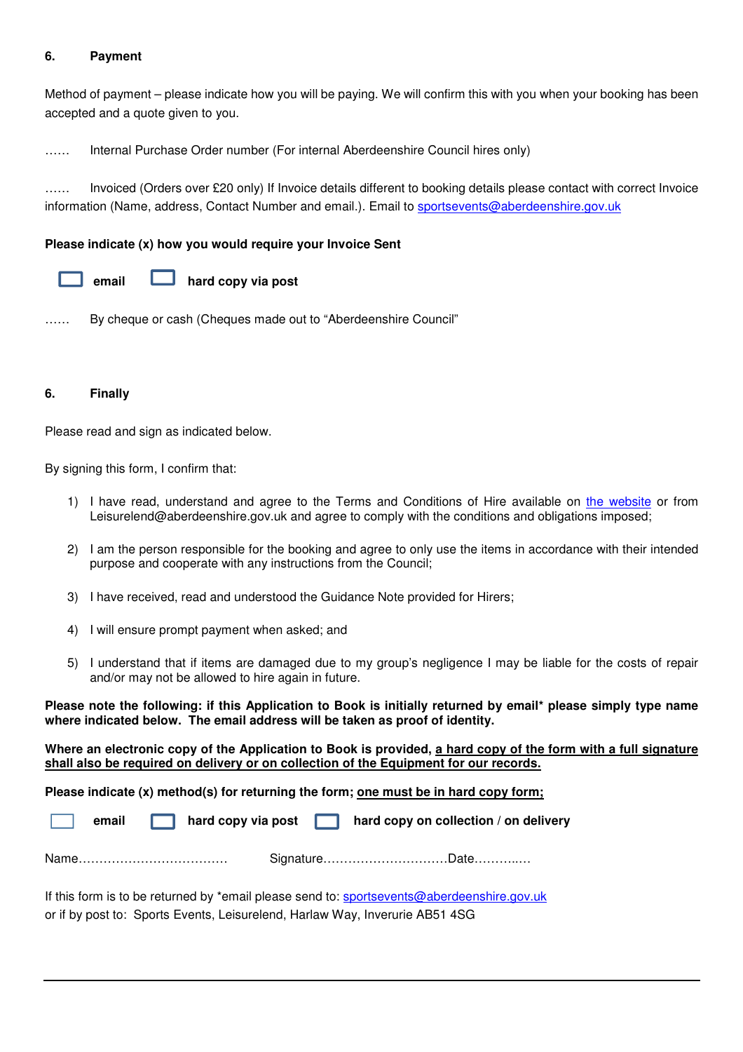## 6. Payment

Method of payment – please indicate how you will be paying. We will confirm this with you when your booking has been accepted and a quote given to you.

…… Internal Purchase Order number (For internal Aberdeenshire Council hires only)

…… Invoiced (Orders over £20 only) If Invoice details different to booking details please contact with correct Invoice information (Name, address, Contact Number and email.). Email to sportsevents@aberdeenshire.gov.uk

**Please indicate (x) how you would require your Invoice Sent**

☐ **email** ☐ **hard copy via post**

…… By cheque or cash (Cheques made out to "Aberdeenshire Council"

## 6. Finally

Please read and sign as indicated below.

By signing this form, I confirm that:

1) I have read, understand and agree to the Terms and Conditions of Hire available on the website or from Leisurelend@aberdeenshire.gov.uk and agree to comply with the conditions and obligations imposed;

2) I am the person responsible for the booking and agree to only use the items in accordance with their intended purpose and cooperate with any instructions from the Council;

3) I have received, read and understood the Guidance Note provided for Hirers;

4) I will ensure prompt payment when asked; and

5) I understand that if items are damaged due to my group's negligence I may be liable for the costs of repair and/or may not be allowed to hire again in future.

**Please note the following: if this Application to Book is initially returned by email* please simply type name where indicated below. The email address will be taken as proof of identity.**

**Where an electronic copy of the Application to Book is provided, <u>a hard copy of the form with a full signature shall also be required on delivery or on collection of the Equipment for our records.</u>**

**Please indicate (x) method(s) for returning the form; <u>one must be in hard copy form;</u>**

☐ **email** ☐ **hard copy via post** ☐ **hard copy on collection / on delivery**

Name……………………………… Signature…………………………Date………..…

If this form is to be returned by *email please send to: sportsevents@aberdeenshire.gov.uk
or if by post to: Sports Events, Leisurelend, Harlaw Way, Inverurie AB51 4SG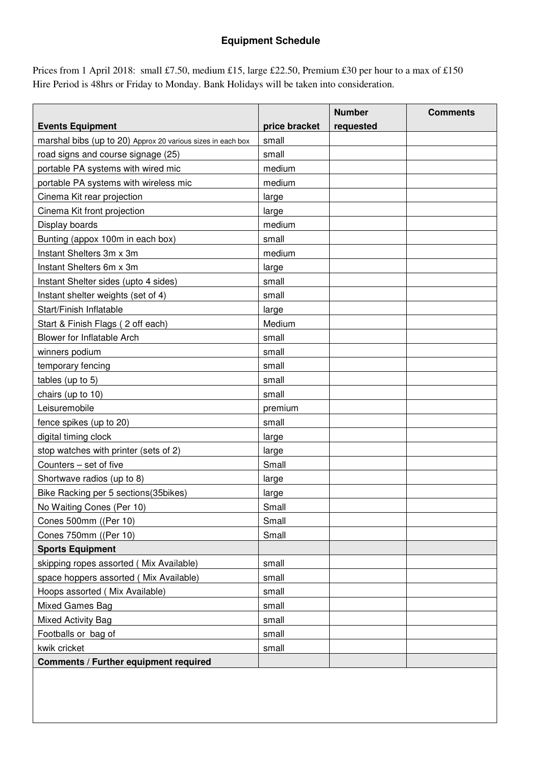## Equipment Schedule

Prices from 1 April 2018: small £7.50, medium £15, large £22.50, Premium £30 per hour to a max of £150
Hire Period is 48hrs or Friday to Monday. Bank Holidays will be taken into consideration.

| **Events Equipment** | **price bracket** | **Number requested** | **Comments** |
|---|---|---|---|
| marshal bibs (up to 20) Approx 20 various sizes in each box | small | | |
| road signs and course signage (25) | small | | |
| portable PA systems with wired mic | medium | | |
| portable PA systems with wireless mic | medium | | |
| Cinema Kit rear projection | large | | |
| Cinema Kit front projection | large | | |
| Display boards | medium | | |
| Bunting (appox 100m in each box) | small | | |
| Instant Shelters 3m x 3m | medium | | |
| Instant Shelters 6m x 3m | large | | |
| Instant Shelter sides (upto 4 sides) | small | | |
| Instant shelter weights (set of 4) | small | | |
| Start/Finish Inflatable | large | | |
| Start & Finish Flags ( 2 off each) | Medium | | |
| Blower for Inflatable Arch | small | | |
| winners podium | small | | |
| temporary fencing | small | | |
| tables (up to 5) | small | | |
| chairs (up to 10) | small | | |
| Leisuremobile | premium | | |
| fence spikes (up to 20) | small | | |
| digital timing clock | large | | |
| stop watches with printer (sets of 2) | large | | |
| Counters – set of five | Small | | |
| Shortwave radios (up to 8) | large | | |
| Bike Racking per 5 sections(35bikes) | large | | |
| No Waiting Cones (Per 10) | Small | | |
| Cones 500mm ((Per 10) | Small | | |
| Cones 750mm ((Per 10) | Small | | |
| **Sports Equipment** | | | |
| skipping ropes assorted ( Mix Available) | small | | |
| space hoppers assorted ( Mix Available) | small | | |
| Hoops assorted ( Mix Available) | small | | |
| Mixed Games Bag | small | | |
| Mixed Activity Bag | small | | |
| Footballs or bag of | small | | |
| kwik cricket | small | | |
| **Comments / Further equipment required** | | | |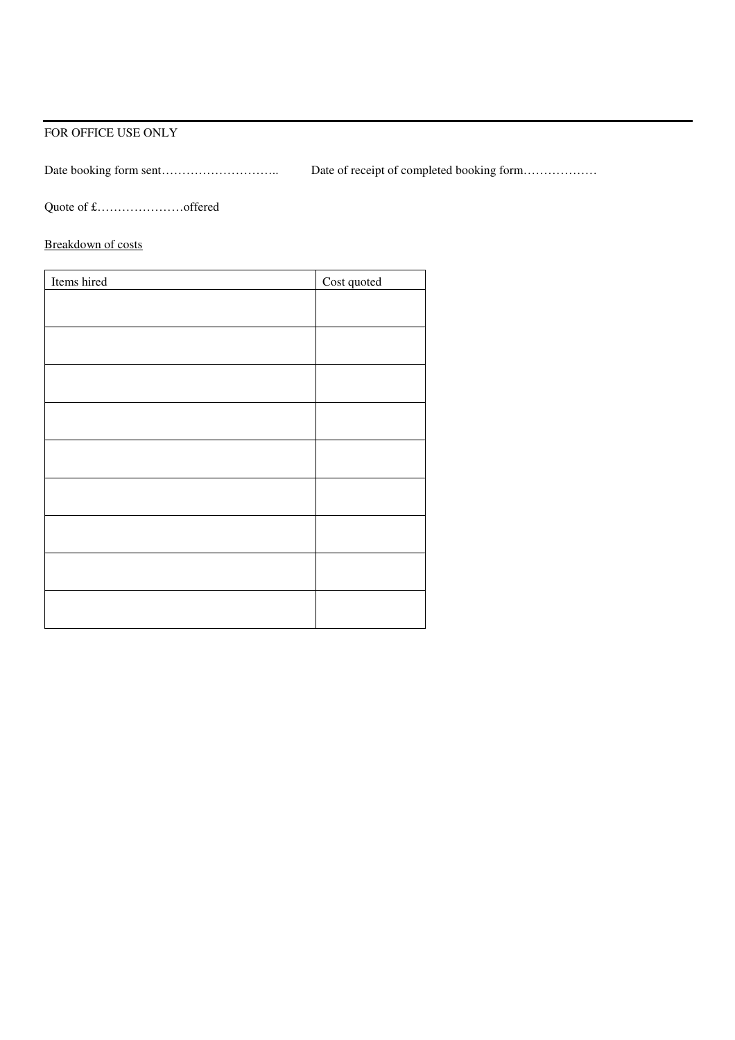FOR OFFICE USE ONLY

Date booking form sent……………………….. Date of receipt of completed booking form………………

Quote of £…………………offered

<u>Breakdown of costs</u>

| Items hired | Cost quoted |
| --- | --- |
| | |
| | |
| | |
| | |
| | |
| | |
| | |
| | |
| | |